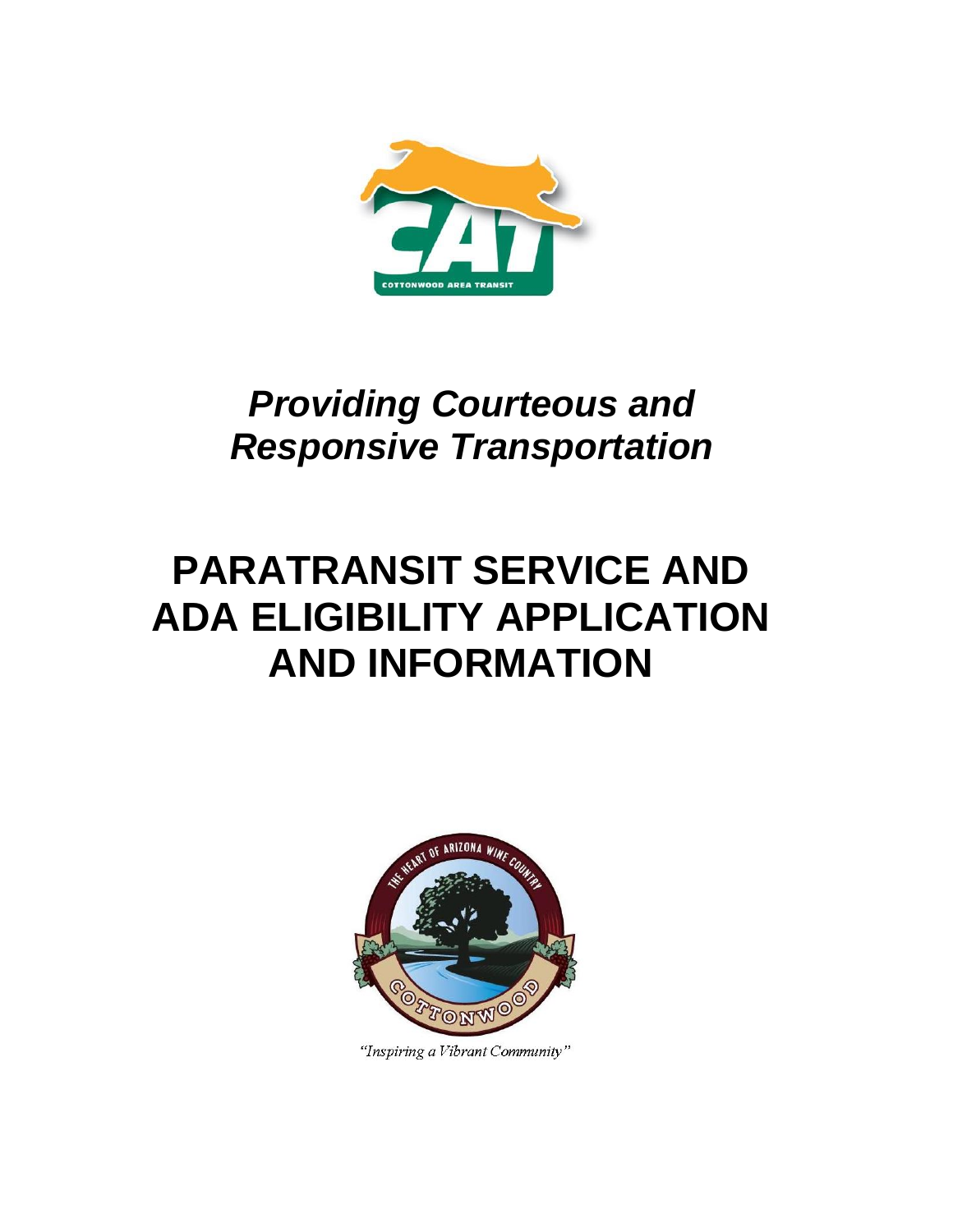*Providing Courteous and Responsive Transportation*

# PARATRANSIT SERVICE AND ADA ELIGIBILITY APPLICATION AND INFORMATION

*"Inspiring a Vibrant Community"*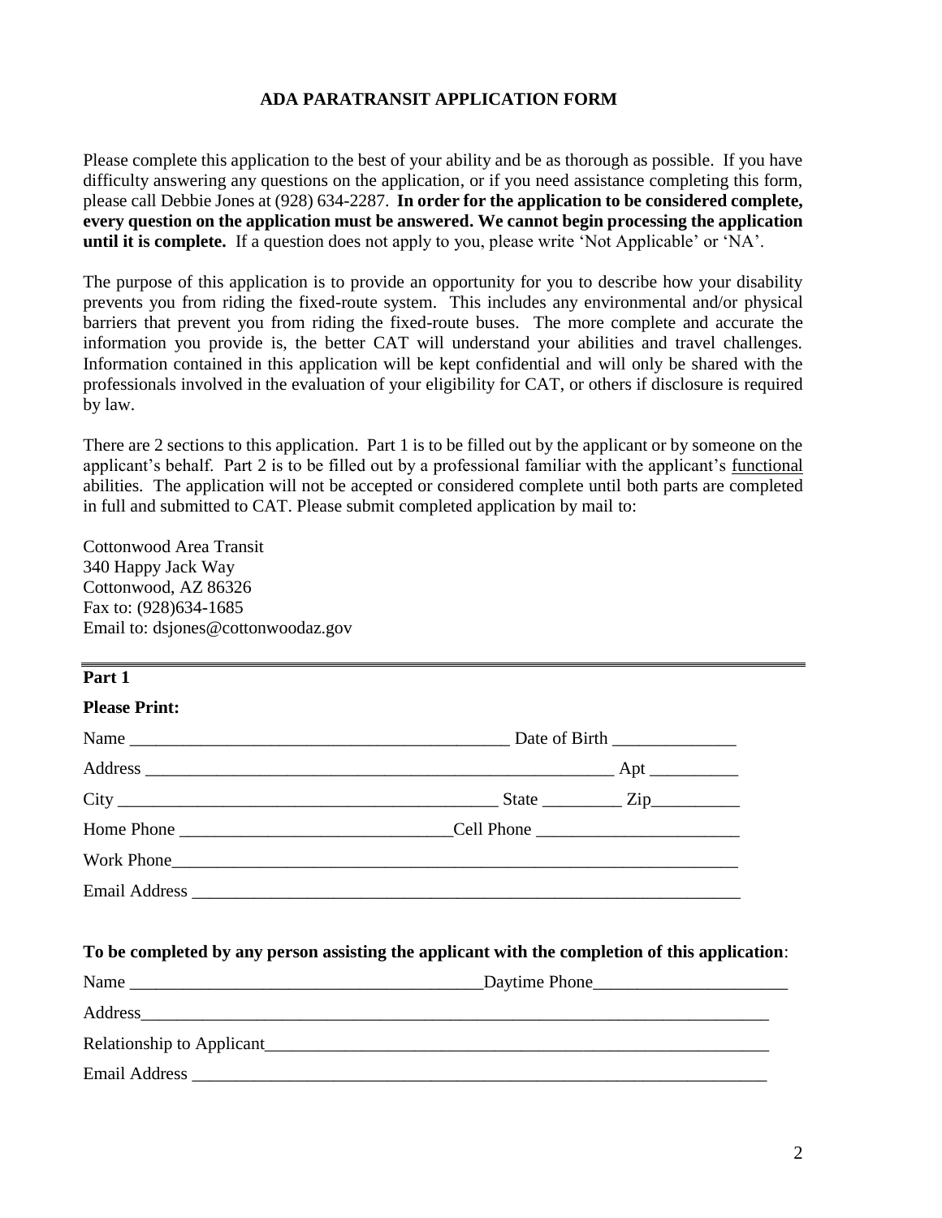# ADA PARATRANSIT APPLICATION FORM

Please complete this application to the best of your ability and be as thorough as possible. If you have difficulty answering any questions on the application, or if you need assistance completing this form, please call Debbie Jones at (928) 634-2287. **In order for the application to be considered complete, every question on the application must be answered. We cannot begin processing the application until it is complete.** If a question does not apply to you, please write 'Not Applicable' or 'NA'.

The purpose of this application is to provide an opportunity for you to describe how your disability prevents you from riding the fixed-route system. This includes any environmental and/or physical barriers that prevent you from riding the fixed-route buses. The more complete and accurate the information you provide is, the better CAT will understand your abilities and travel challenges. Information contained in this application will be kept confidential and will only be shared with the professionals involved in the evaluation of your eligibility for CAT, or others if disclosure is required by law.

There are 2 sections to this application. Part 1 is to be filled out by the applicant or by someone on the applicant's behalf. Part 2 is to be filled out by a professional familiar with the applicant's functional abilities. The application will not be accepted or considered complete until both parts are completed in full and submitted to CAT. Please submit completed application by mail to:

Cottonwood Area Transit
340 Happy Jack Way
Cottonwood, AZ 86326
Fax to: (928)634-1685
Email to: dsjones@cottonwoodaz.gov

---

**Part 1**

**Please Print:**

Name ____________________________________________ Date of Birth ______________

Address ______________________________________________________ Apt __________

City ____________________________________________ State _________ Zip__________

Home Phone _______________________________Cell Phone _______________________

Work Phone_____________________________________________________________

Email Address ___________________________________________________________

**To be completed by any person assisting the applicant with the completion of this application**:

Name ________________________________________Daytime Phone______________________

Address__________________________________________________________________

Relationship to Applicant_______________________________________________________

Email Address ____________________________________________________________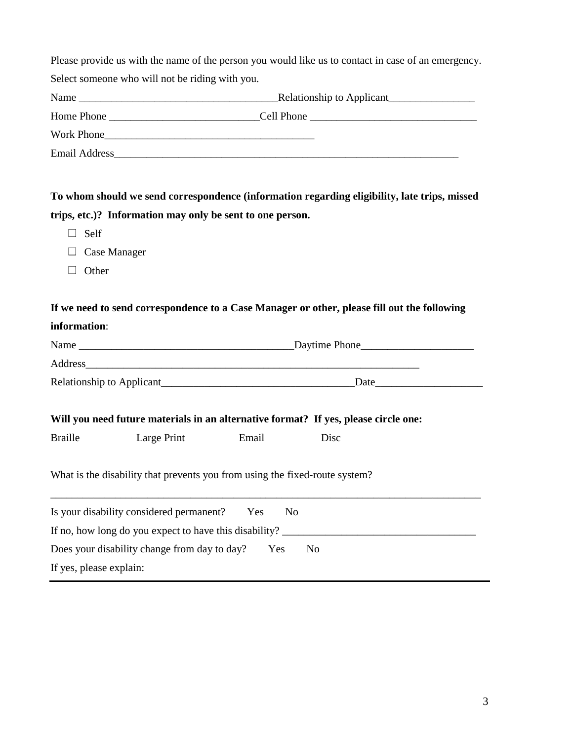Please provide us with the name of the person you would like us to contact in case of an emergency. Select someone who will not be riding with you.

Name _____________________________________Relationship to Applicant________________

Home Phone ____________________________Cell Phone _______________________________

Work Phone_______________________________________

Email Address_________________________________________________________________

**To whom should we send correspondence (information regarding eligibility, late trips, missed trips, etc.)? Information may only be sent to one person.**

- ☐ Self
- ☐ Case Manager
- ☐ Other

**If we need to send correspondence to a Case Manager or other, please fill out the following information**:

Name ________________________________________Daytime Phone_____________________

Address__________________________________________________________________

Relationship to Applicant____________________________________Date____________________

**Will you need future materials in an alternative format? If yes, please circle one:**

Braille Large Print Email Disc

What is the disability that prevents you from using the fixed-route system?

_________________________________________________________________________________

Is your disability considered permanent? Yes No

If no, how long do you expect to have this disability? ____________________________________

Does your disability change from day to day? Yes No

If yes, please explain:

_________________________________________________________________________________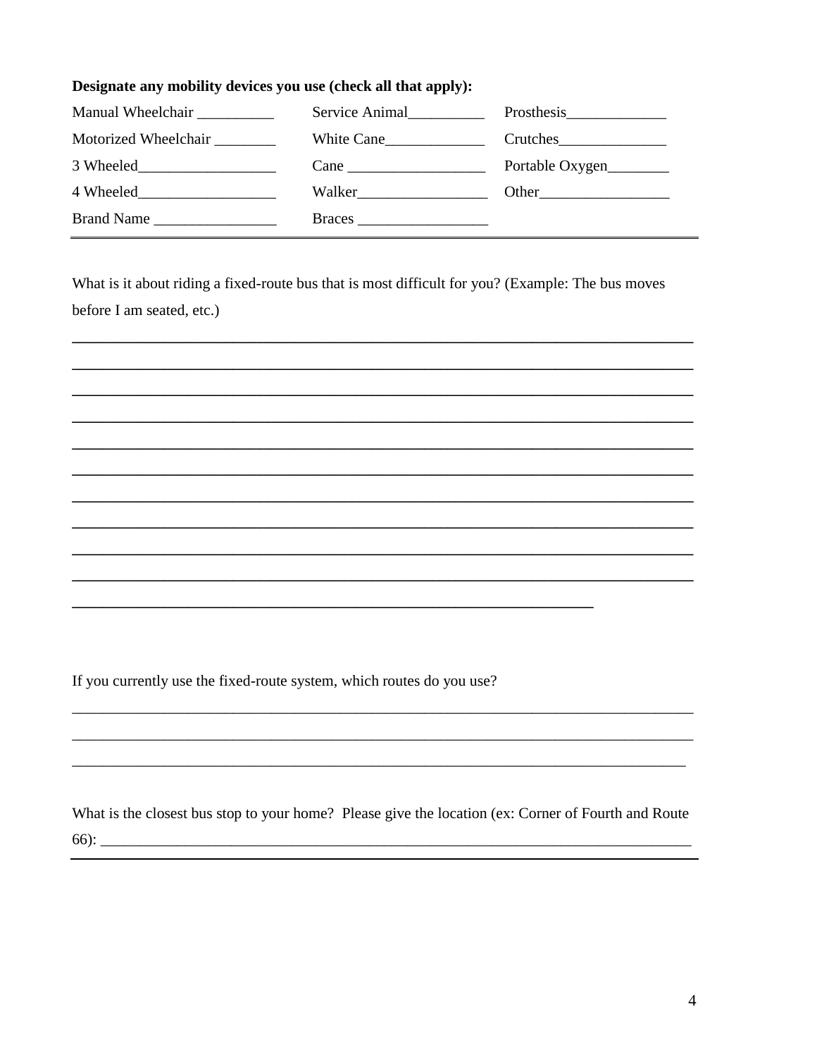**Designate any mobility devices you use (check all that apply):**

| | | |
|---|---|---|
| Manual Wheelchair __________ | Service Animal__________ | Prosthesis_____________ |
| Motorized Wheelchair ________ | White Cane_____________ | Crutches______________ |
| 3 Wheeled__________________ | Cane __________________ | Portable Oxygen________ |
| 4 Wheeled__________________ | Walker_________________ | Other_________________ |
| Brand Name ________________ | Braces _________________ | |

---

What is it about riding a fixed-route bus that is most difficult for you? (Example: The bus moves before I am seated, etc.)

______________________________________________________________________________

______________________________________________________________________________

______________________________________________________________________________

______________________________________________________________________________

______________________________________________________________________________

______________________________________________________________________________

______________________________________________________________________________

______________________________________________________________________________

______________________________________________________________________________

______________________________________________________________________________

_________________________________________________________________

If you currently use the fixed-route system, which routes do you use?

______________________________________________________________________________

______________________________________________________________________________

_____________________________________________________________________________

What is the closest bus stop to your home? Please give the location (ex: Corner of Fourth and Route 66): _________________________________________________________________________

---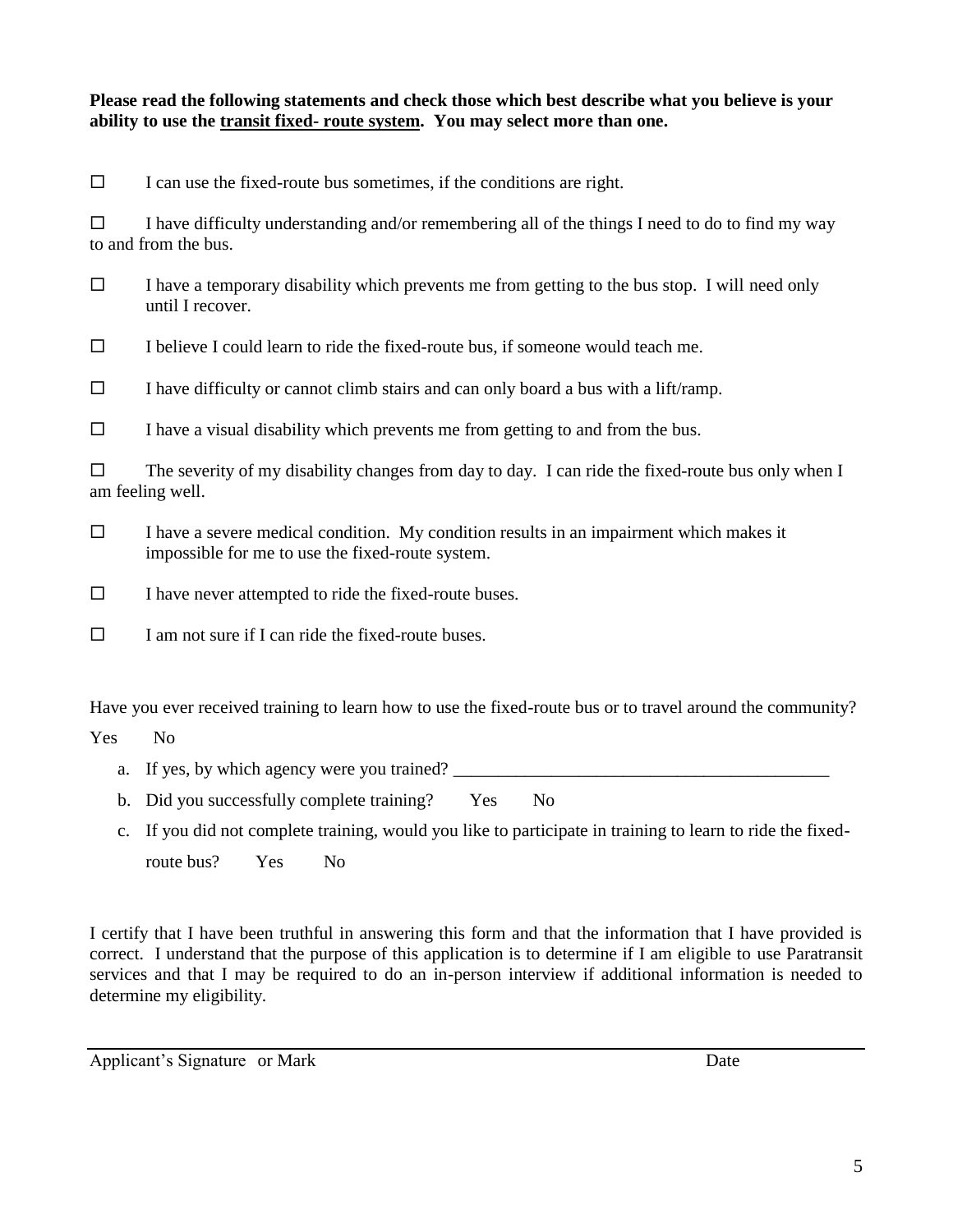**Please read the following statements and check those which best describe what you believe is your ability to use the transit fixed- route system. You may select more than one.**

☐ I can use the fixed-route bus sometimes, if the conditions are right.

☐ I have difficulty understanding and/or remembering all of the things I need to do to find my way to and from the bus.

☐ I have a temporary disability which prevents me from getting to the bus stop. I will need only until I recover.

☐ I believe I could learn to ride the fixed-route bus, if someone would teach me.

☐ I have difficulty or cannot climb stairs and can only board a bus with a lift/ramp.

☐ I have a visual disability which prevents me from getting to and from the bus.

☐ The severity of my disability changes from day to day. I can ride the fixed-route bus only when I am feeling well.

☐ I have a severe medical condition. My condition results in an impairment which makes it impossible for me to use the fixed-route system.

☐ I have never attempted to ride the fixed-route buses.

☐ I am not sure if I can ride the fixed-route buses.

Have you ever received training to learn how to use the fixed-route bus or to travel around the community?

Yes No

a. If yes, by which agency were you trained? ___________________________________________

b. Did you successfully complete training? Yes No

c. If you did not complete training, would you like to participate in training to learn to ride the fixed-route bus? Yes No

I certify that I have been truthful in answering this form and that the information that I have provided is correct. I understand that the purpose of this application is to determine if I am eligible to use Paratransit services and that I may be required to do an in-person interview if additional information is needed to determine my eligibility.

_______________________________________________________________________________

Applicant's Signature or Mark Date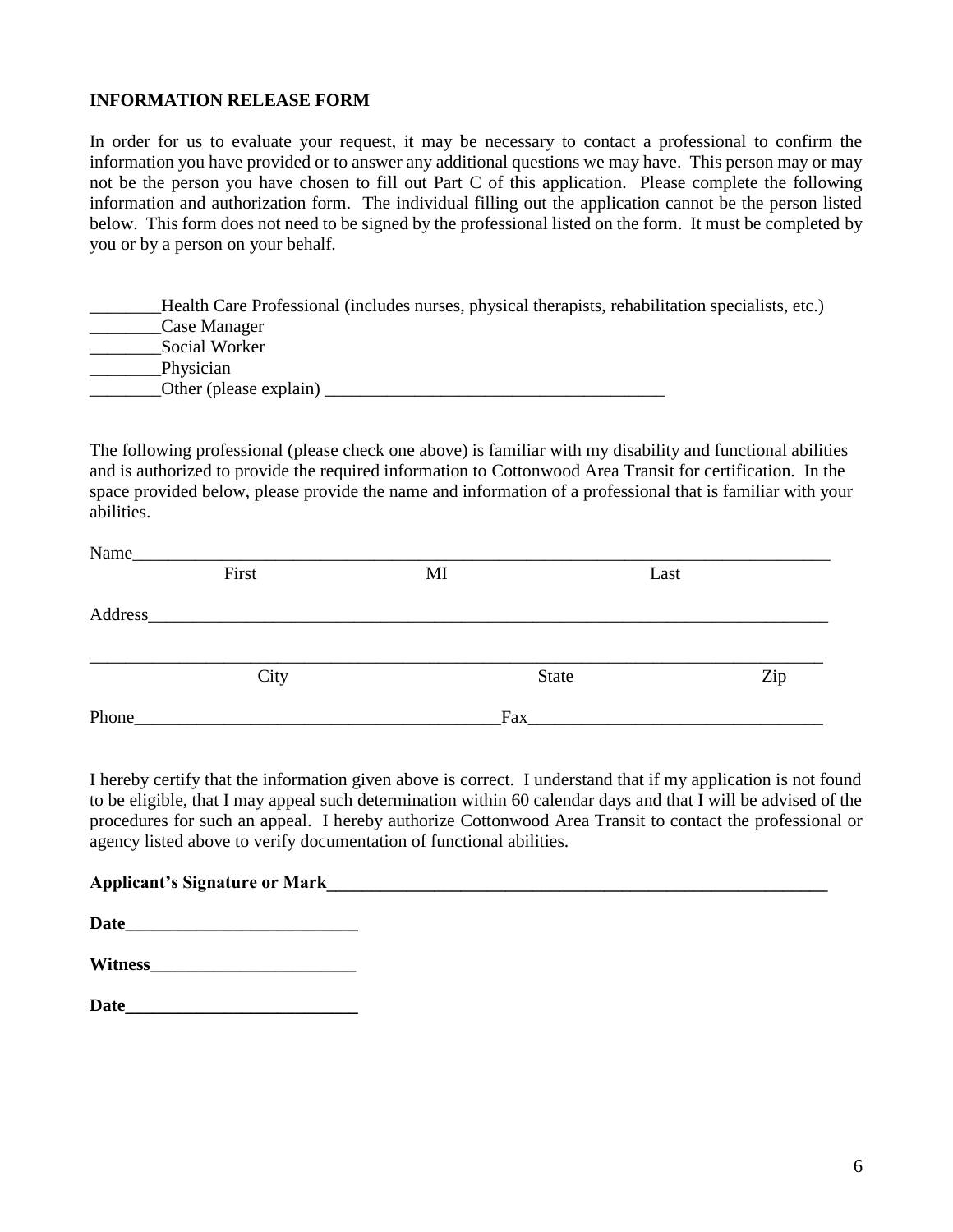**INFORMATION RELEASE FORM**

In order for us to evaluate your request, it may be necessary to contact a professional to confirm the information you have provided or to answer any additional questions we may have. This person may or may not be the person you have chosen to fill out Part C of this application. Please complete the following information and authorization form. The individual filling out the application cannot be the person listed below. This form does not need to be signed by the professional listed on the form. It must be completed by you or by a person on your behalf.

________Health Care Professional (includes nurses, physical therapists, rehabilitation specialists, etc.)
________Case Manager
________Social Worker
________Physician
________Other (please explain) ______________________________________

The following professional (please check one above) is familiar with my disability and functional abilities and is authorized to provide the required information to Cottonwood Area Transit for certification. In the space provided below, please provide the name and information of a professional that is familiar with your abilities.

Name_____________________________________________________________________________
First MI Last

Address___________________________________________________________________________

_________________________________________________________________________________
City State Zip

Phone________________________________________Fax________________________________

I hereby certify that the information given above is correct. I understand that if my application is not found to be eligible, that I may appeal such determination within 60 calendar days and that I will be advised of the procedures for such an appeal. I hereby authorize Cottonwood Area Transit to contact the professional or agency listed above to verify documentation of functional abilities.

**Applicant's Signature or Mark**______________________________________________________

**Date**__________________________

**Witness**_______________________

**Date**__________________________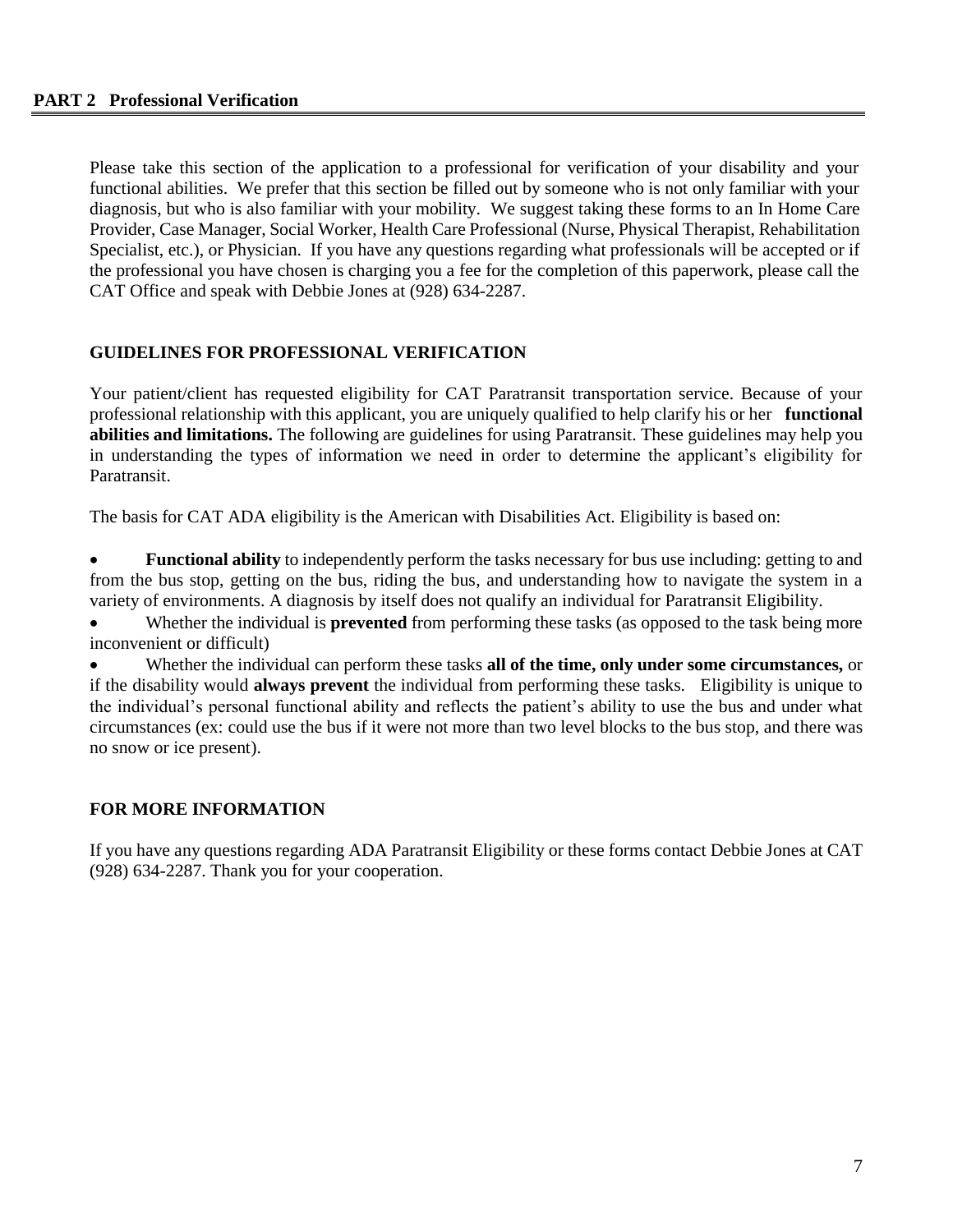## PART 2 Professional Verification

Please take this section of the application to a professional for verification of your disability and your functional abilities. We prefer that this section be filled out by someone who is not only familiar with your diagnosis, but who is also familiar with your mobility. We suggest taking these forms to an In Home Care Provider, Case Manager, Social Worker, Health Care Professional (Nurse, Physical Therapist, Rehabilitation Specialist, etc.), or Physician. If you have any questions regarding what professionals will be accepted or if the professional you have chosen is charging you a fee for the completion of this paperwork, please call the CAT Office and speak with Debbie Jones at (928) 634-2287.

### GUIDELINES FOR PROFESSIONAL VERIFICATION

Your patient/client has requested eligibility for CAT Paratransit transportation service. Because of your professional relationship with this applicant, you are uniquely qualified to help clarify his or her **functional abilities and limitations.** The following are guidelines for using Paratransit. These guidelines may help you in understanding the types of information we need in order to determine the applicant's eligibility for Paratransit.

The basis for CAT ADA eligibility is the American with Disabilities Act. Eligibility is based on:

- **Functional ability** to independently perform the tasks necessary for bus use including: getting to and from the bus stop, getting on the bus, riding the bus, and understanding how to navigate the system in a variety of environments. A diagnosis by itself does not qualify an individual for Paratransit Eligibility.
- Whether the individual is **prevented** from performing these tasks (as opposed to the task being more inconvenient or difficult)
- Whether the individual can perform these tasks **all of the time, only under some circumstances,** or if the disability would **always prevent** the individual from performing these tasks. Eligibility is unique to the individual's personal functional ability and reflects the patient's ability to use the bus and under what circumstances (ex: could use the bus if it were not more than two level blocks to the bus stop, and there was no snow or ice present).

### FOR MORE INFORMATION

If you have any questions regarding ADA Paratransit Eligibility or these forms contact Debbie Jones at CAT (928) 634-2287. Thank you for your cooperation.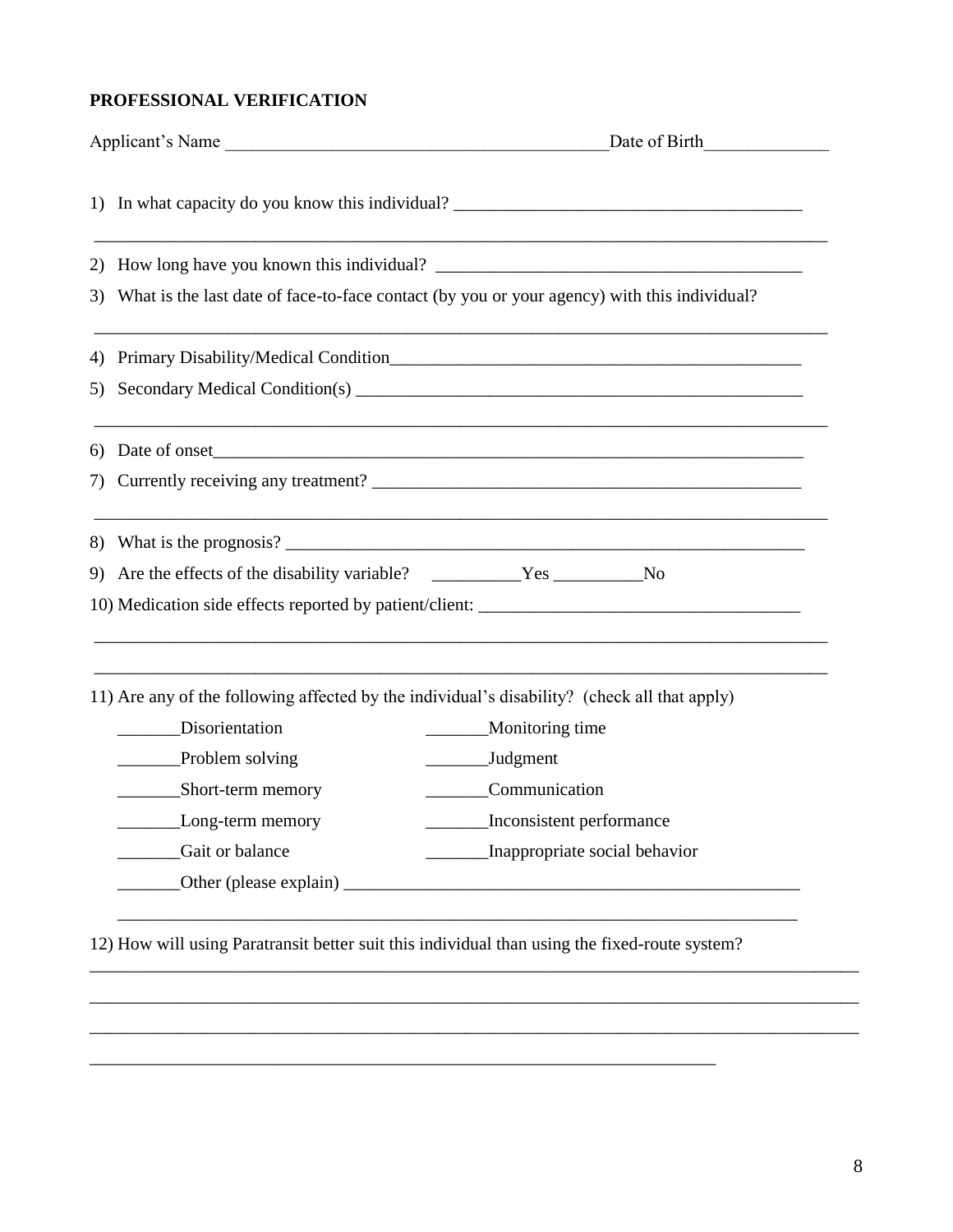**PROFESSIONAL VERIFICATION**

Applicant's Name ___________________________________________Date of Birth______________

1) In what capacity do you know this individual? _______________________________________

_________________________________________________________________________________

2) How long have you known this individual? _________________________________________

3) What is the last date of face-to-face contact (by you or your agency) with this individual?

_________________________________________________________________________________

4) Primary Disability/Medical Condition_______________________________________________

5) Secondary Medical Condition(s) ___________________________________________________

_________________________________________________________________________________

6) Date of onset_________________________________________________________________

7) Currently receiving any treatment? _________________________________________________

_________________________________________________________________________________

8) What is the prognosis? __________________________________________________________

9) Are the effects of the disability variable? __________Yes __________No

10) Medication side effects reported by patient/client: ____________________________________

_________________________________________________________________________________

_________________________________________________________________________________

11) Are any of the following affected by the individual's disability? (check all that apply)

_______Disorientation

_______Problem solving

_______Short-term memory

_______Long-term memory

_______Gait or balance

_______Monitoring time

_______Judgment

_______Communication

_______Inconsistent performance

_______Inappropriate social behavior

_______Other (please explain) ______________________________________________________

_____________________________________________________________________________

12) How will using Paratransit better suit this individual than using the fixed-route system?

_________________________________________________________________________________

_________________________________________________________________________________

_________________________________________________________________________________

_____________________________________________________________________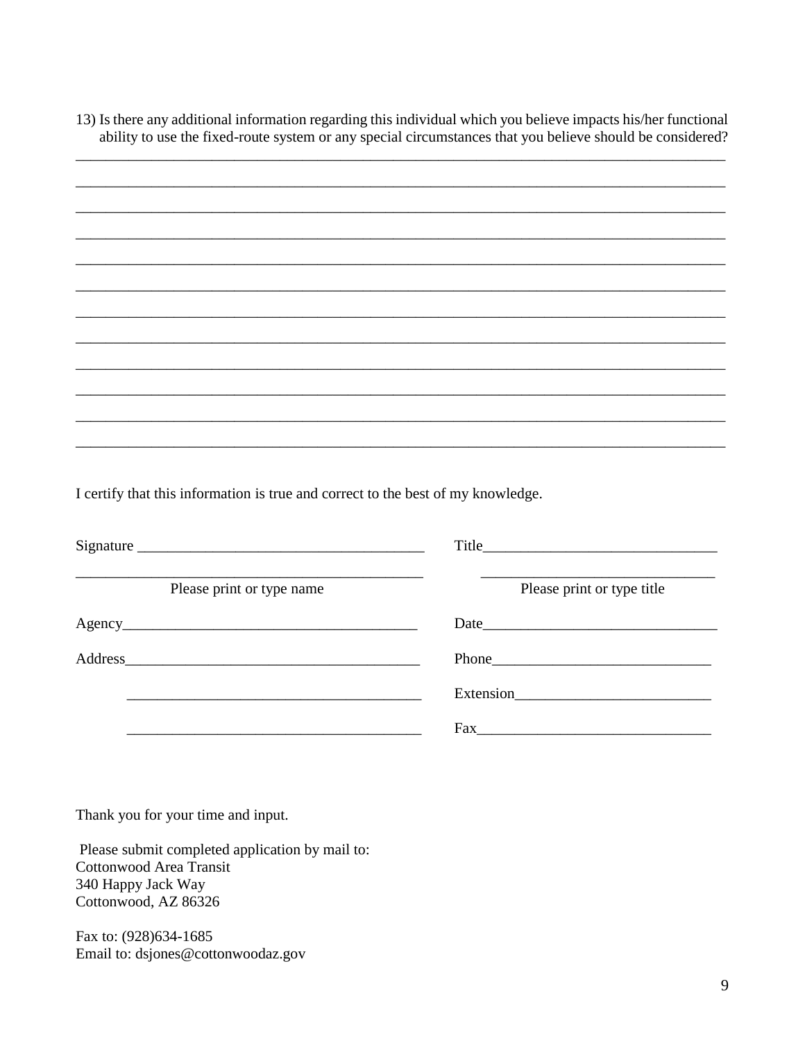13) Is there any additional information regarding this individual which you believe impacts his/her functional ability to use the fixed-route system or any special circumstances that you believe should be considered?

______________________________________________________________________________

______________________________________________________________________________

______________________________________________________________________________

______________________________________________________________________________

______________________________________________________________________________

______________________________________________________________________________

______________________________________________________________________________

______________________________________________________________________________

______________________________________________________________________________

______________________________________________________________________________

______________________________________________________________________________

______________________________________________________________________________

I certify that this information is true and correct to the best of my knowledge.

Signature ______________________________________ Title______________________________

_____________________________________________ Please print or type name

_______________________________ Please print or type title

Agency_______________________________________ Date_______________________________

Address______________________________________ Phone_____________________________

_____________________________________________ Extension__________________________

_____________________________________________ Fax________________________________

Thank you for your time and input.

Please submit completed application by mail to:
Cottonwood Area Transit
340 Happy Jack Way
Cottonwood, AZ 86326

Fax to: (928)634-1685
Email to: dsjones@cottonwoodaz.gov